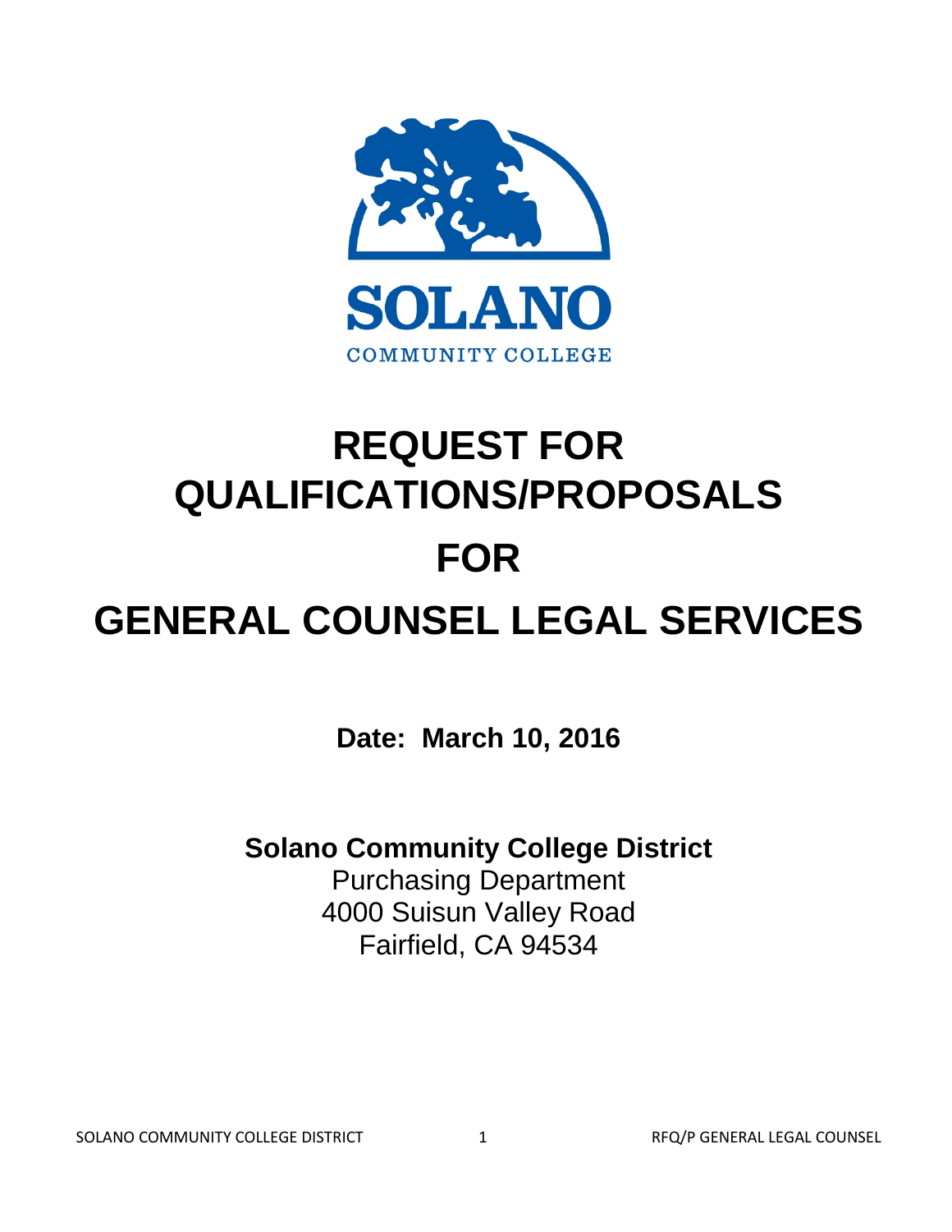SOLANO

COMMUNITY COLLEGE

# REQUEST FOR QUALIFICATIONS/PROPOSALS

# FOR

# GENERAL COUNSEL LEGAL SERVICES

**Date: March 10, 2016**

**Solano Community College District**

Purchasing Department

4000 Suisun Valley Road

Fairfield, CA 94534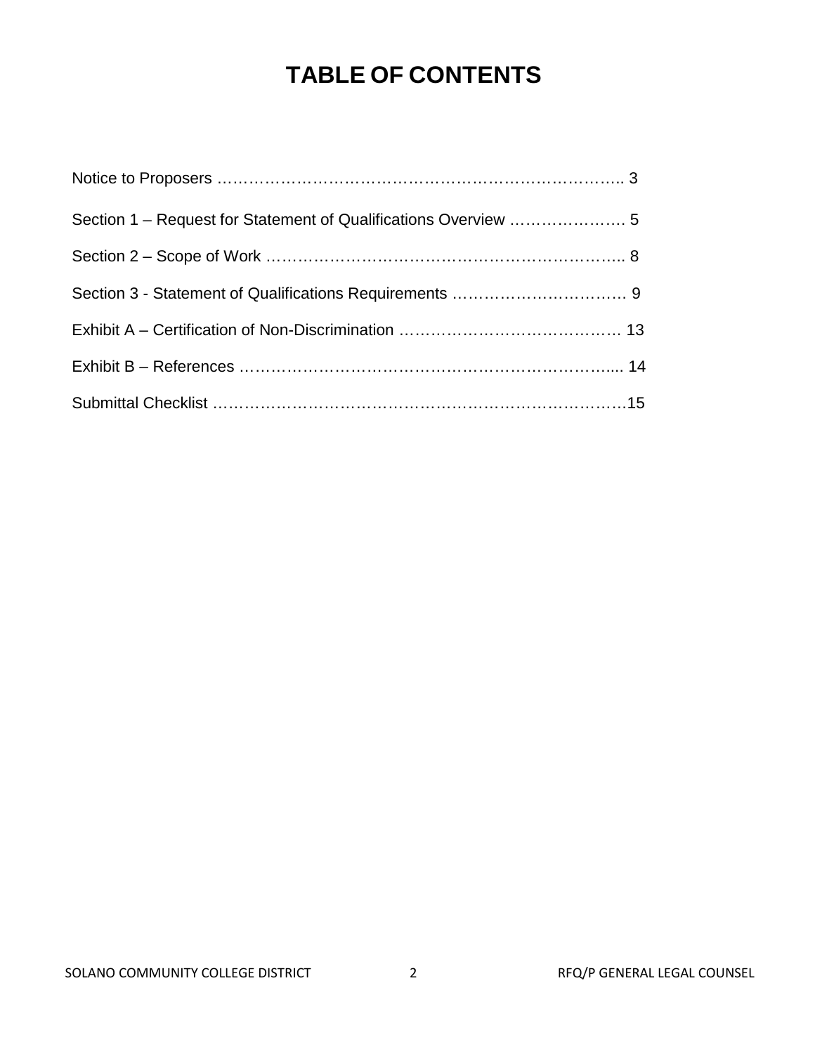# TABLE OF CONTENTS

Notice to Proposers ………………………………………………………………….. 3

Section 1 – Request for Statement of Qualifications Overview …………………. 5

Section 2 – Scope of Work …………………………………………………………….. 8

Section 3 - Statement of Qualifications Requirements ……………………………. 9

Exhibit A – Certification of Non-Discrimination …………………………………… 13

Exhibit B – References ……………………………………………………………..... 14

Submittal Checklist ……………………………………………………………………15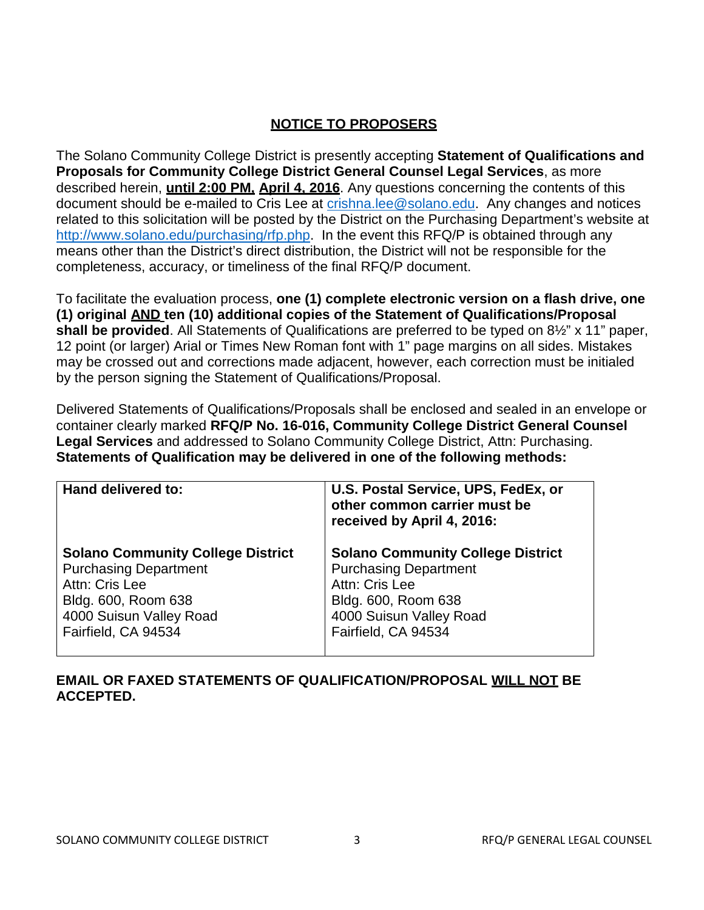## NOTICE TO PROPOSERS

The Solano Community College District is presently accepting **Statement of Qualifications and Proposals for Community College District General Counsel Legal Services**, as more described herein, **until 2:00 PM, April 4, 2016**. Any questions concerning the contents of this document should be e-mailed to Cris Lee at crishna.lee@solano.edu. Any changes and notices related to this solicitation will be posted by the District on the Purchasing Department's website at http://www.solano.edu/purchasing/rfp.php. In the event this RFQ/P is obtained through any means other than the District's direct distribution, the District will not be responsible for the completeness, accuracy, or timeliness of the final RFQ/P document.

To facilitate the evaluation process, **one (1) complete electronic version on a flash drive, one (1) original AND ten (10) additional copies of the Statement of Qualifications/Proposal shall be provided**. All Statements of Qualifications are preferred to be typed on 8½" x 11" paper, 12 point (or larger) Arial or Times New Roman font with 1" page margins on all sides. Mistakes may be crossed out and corrections made adjacent, however, each correction must be initialed by the person signing the Statement of Qualifications/Proposal.

Delivered Statements of Qualifications/Proposals shall be enclosed and sealed in an envelope or container clearly marked **RFQ/P No. 16-016, Community College District General Counsel Legal Services** and addressed to Solano Community College District, Attn: Purchasing. **Statements of Qualification may be delivered in one of the following methods:**

| **Hand delivered to:** | **U.S. Postal Service, UPS, FedEx, or other common carrier must be received by April 4, 2016:** |
|---|---|
| **Solano Community College District**<br>Purchasing Department<br>Attn: Cris Lee<br>Bldg. 600, Room 638<br>4000 Suisun Valley Road<br>Fairfield, CA 94534 | **Solano Community College District**<br>Purchasing Department<br>Attn: Cris Lee<br>Bldg. 600, Room 638<br>4000 Suisun Valley Road<br>Fairfield, CA 94534 |

**EMAIL OR FAXED STATEMENTS OF QUALIFICATION/PROPOSAL WILL NOT BE ACCEPTED.**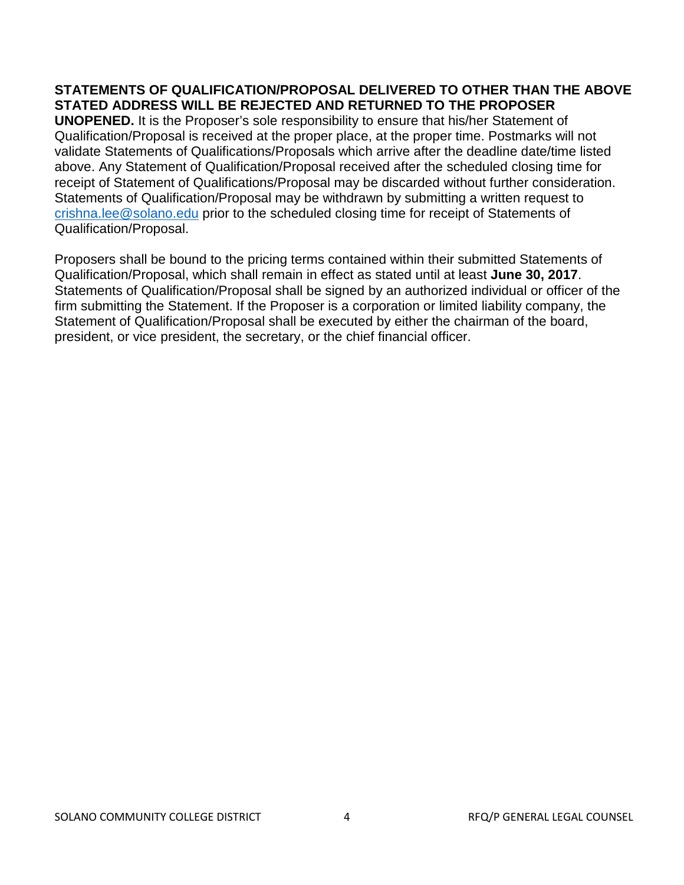**STATEMENTS OF QUALIFICATION/PROPOSAL DELIVERED TO OTHER THAN THE ABOVE STATED ADDRESS WILL BE REJECTED AND RETURNED TO THE PROPOSER UNOPENED.** It is the Proposer's sole responsibility to ensure that his/her Statement of Qualification/Proposal is received at the proper place, at the proper time. Postmarks will not validate Statements of Qualifications/Proposals which arrive after the deadline date/time listed above. Any Statement of Qualification/Proposal received after the scheduled closing time for receipt of Statement of Qualifications/Proposal may be discarded without further consideration. Statements of Qualification/Proposal may be withdrawn by submitting a written request to crishna.lee@solano.edu prior to the scheduled closing time for receipt of Statements of Qualification/Proposal.

Proposers shall be bound to the pricing terms contained within their submitted Statements of Qualification/Proposal, which shall remain in effect as stated until at least **June 30, 2017**. Statements of Qualification/Proposal shall be signed by an authorized individual or officer of the firm submitting the Statement. If the Proposer is a corporation or limited liability company, the Statement of Qualification/Proposal shall be executed by either the chairman of the board, president, or vice president, the secretary, or the chief financial officer.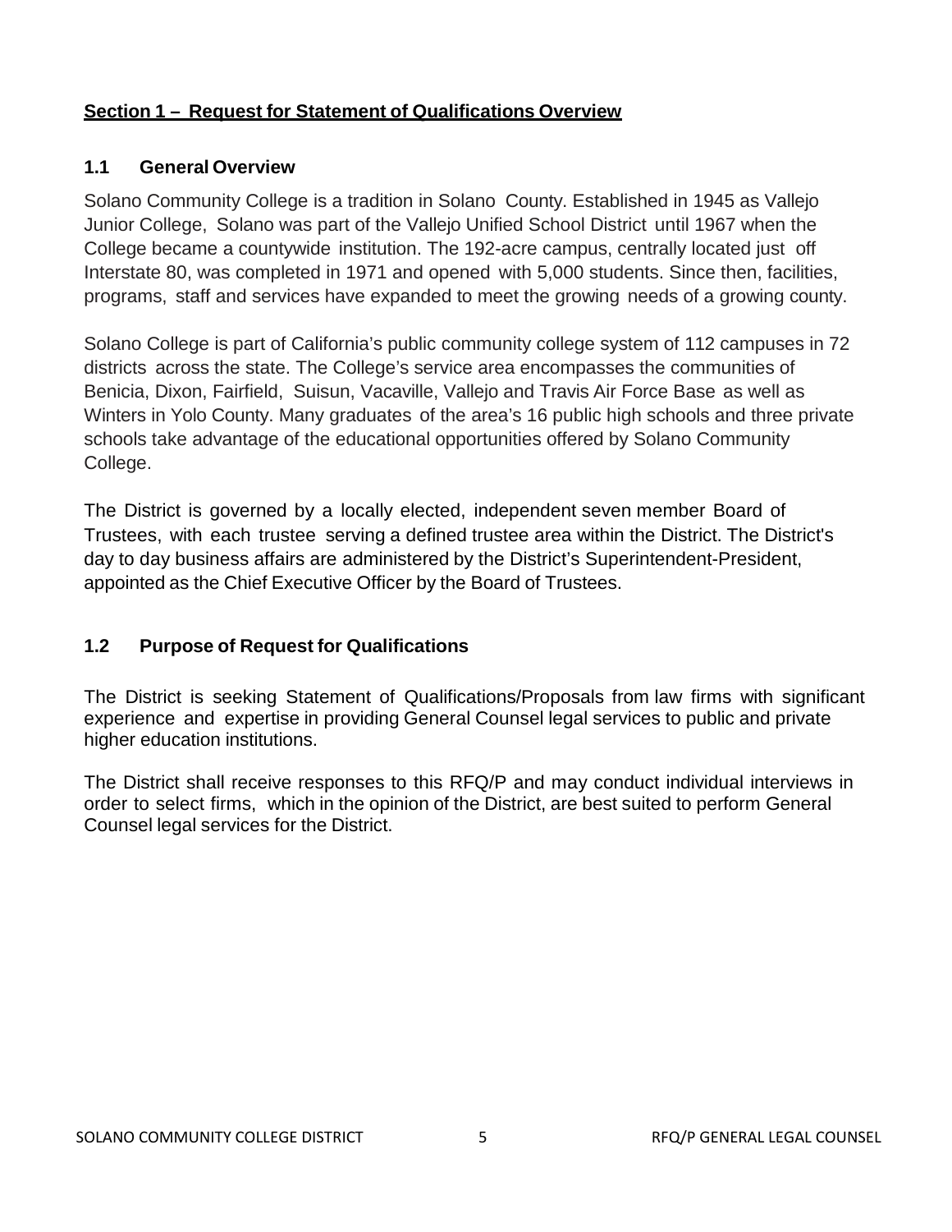## Section 1 – Request for Statement of Qualifications Overview

### 1.1 General Overview

Solano Community College is a tradition in Solano County. Established in 1945 as Vallejo Junior College, Solano was part of the Vallejo Unified School District until 1967 when the College became a countywide institution. The 192-acre campus, centrally located just off Interstate 80, was completed in 1971 and opened with 5,000 students. Since then, facilities, programs, staff and services have expanded to meet the growing needs of a growing county.

Solano College is part of California's public community college system of 112 campuses in 72 districts across the state. The College's service area encompasses the communities of Benicia, Dixon, Fairfield, Suisun, Vacaville, Vallejo and Travis Air Force Base as well as Winters in Yolo County. Many graduates of the area's 16 public high schools and three private schools take advantage of the educational opportunities offered by Solano Community College.

The District is governed by a locally elected, independent seven member Board of Trustees, with each trustee serving a defined trustee area within the District. The District's day to day business affairs are administered by the District's Superintendent-President, appointed as the Chief Executive Officer by the Board of Trustees.

### 1.2 Purpose of Request for Qualifications

The District is seeking Statement of Qualifications/Proposals from law firms with significant experience and expertise in providing General Counsel legal services to public and private higher education institutions.

The District shall receive responses to this RFQ/P and may conduct individual interviews in order to select firms, which in the opinion of the District, are best suited to perform General Counsel legal services for the District.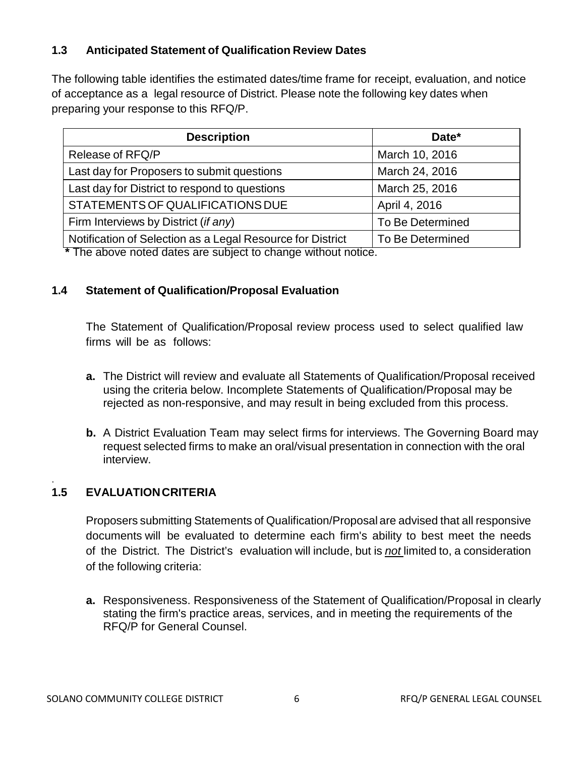### 1.3 Anticipated Statement of Qualification Review Dates

The following table identifies the estimated dates/time frame for receipt, evaluation, and notice of acceptance as a legal resource of District. Please note the following key dates when preparing your response to this RFQ/P.

| Description | Date* |
|---|---|
| Release of RFQ/P | March 10, 2016 |
| Last day for Proposers to submit questions | March 24, 2016 |
| Last day for District to respond to questions | March 25, 2016 |
| STATEMENTS OF QUALIFICATIONS DUE | April 4, 2016 |
| Firm Interviews by District (*if any*) | To Be Determined |
| Notification of Selection as a Legal Resource for District | To Be Determined |

**\*** The above noted dates are subject to change without notice.

### 1.4 Statement of Qualification/Proposal Evaluation

The Statement of Qualification/Proposal review process used to select qualified law firms will be as follows:

**a.** The District will review and evaluate all Statements of Qualification/Proposal received using the criteria below. Incomplete Statements of Qualification/Proposal may be rejected as non-responsive, and may result in being excluded from this process.

**b.** A District Evaluation Team may select firms for interviews. The Governing Board may request selected firms to make an oral/visual presentation in connection with the oral interview.

### 1.5 EVALUATION CRITERIA

Proposers submitting Statements of Qualification/Proposal are advised that all responsive documents will be evaluated to determine each firm's ability to best meet the needs of the District. The District's evaluation will include, but is ***not*** limited to, a consideration of the following criteria:

**a.** Responsiveness. Responsiveness of the Statement of Qualification/Proposal in clearly stating the firm's practice areas, services, and in meeting the requirements of the RFQ/P for General Counsel.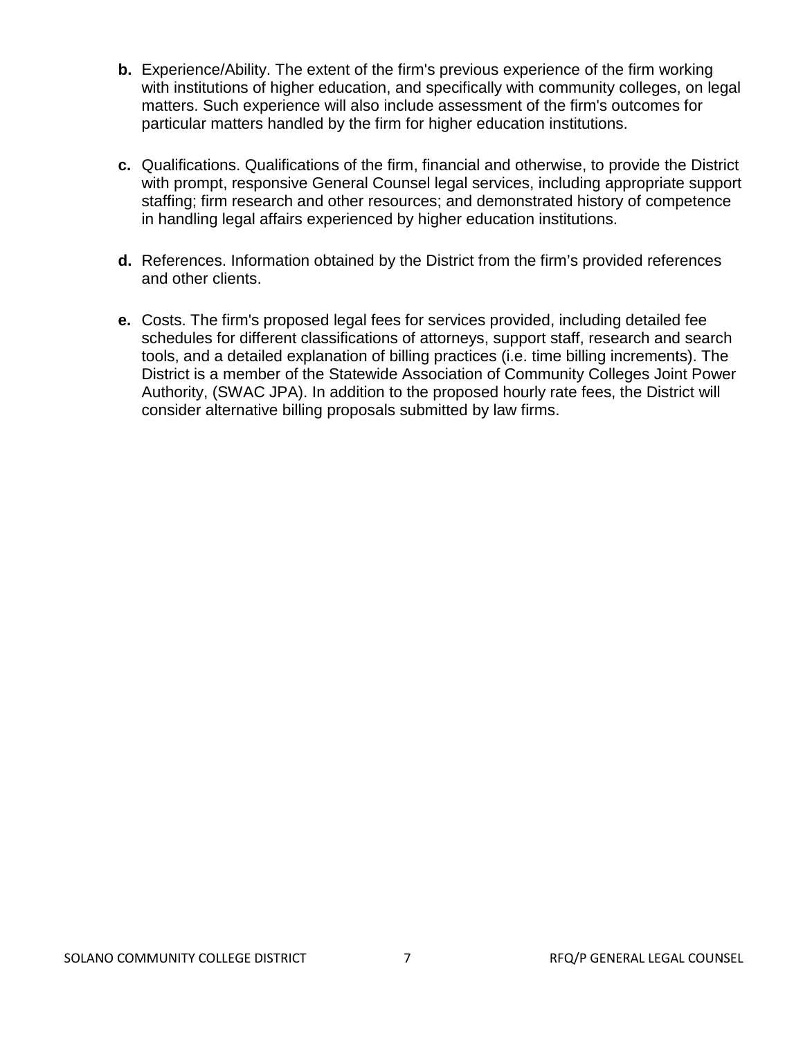- **b.** Experience/Ability. The extent of the firm's previous experience of the firm working with institutions of higher education, and specifically with community colleges, on legal matters. Such experience will also include assessment of the firm's outcomes for particular matters handled by the firm for higher education institutions.

- **c.** Qualifications. Qualifications of the firm, financial and otherwise, to provide the District with prompt, responsive General Counsel legal services, including appropriate support staffing; firm research and other resources; and demonstrated history of competence in handling legal affairs experienced by higher education institutions.

- **d.** References. Information obtained by the District from the firm's provided references and other clients.

- **e.** Costs. The firm's proposed legal fees for services provided, including detailed fee schedules for different classifications of attorneys, support staff, research and search tools, and a detailed explanation of billing practices (i.e. time billing increments). The District is a member of the Statewide Association of Community Colleges Joint Power Authority, (SWAC JPA). In addition to the proposed hourly rate fees, the District will consider alternative billing proposals submitted by law firms.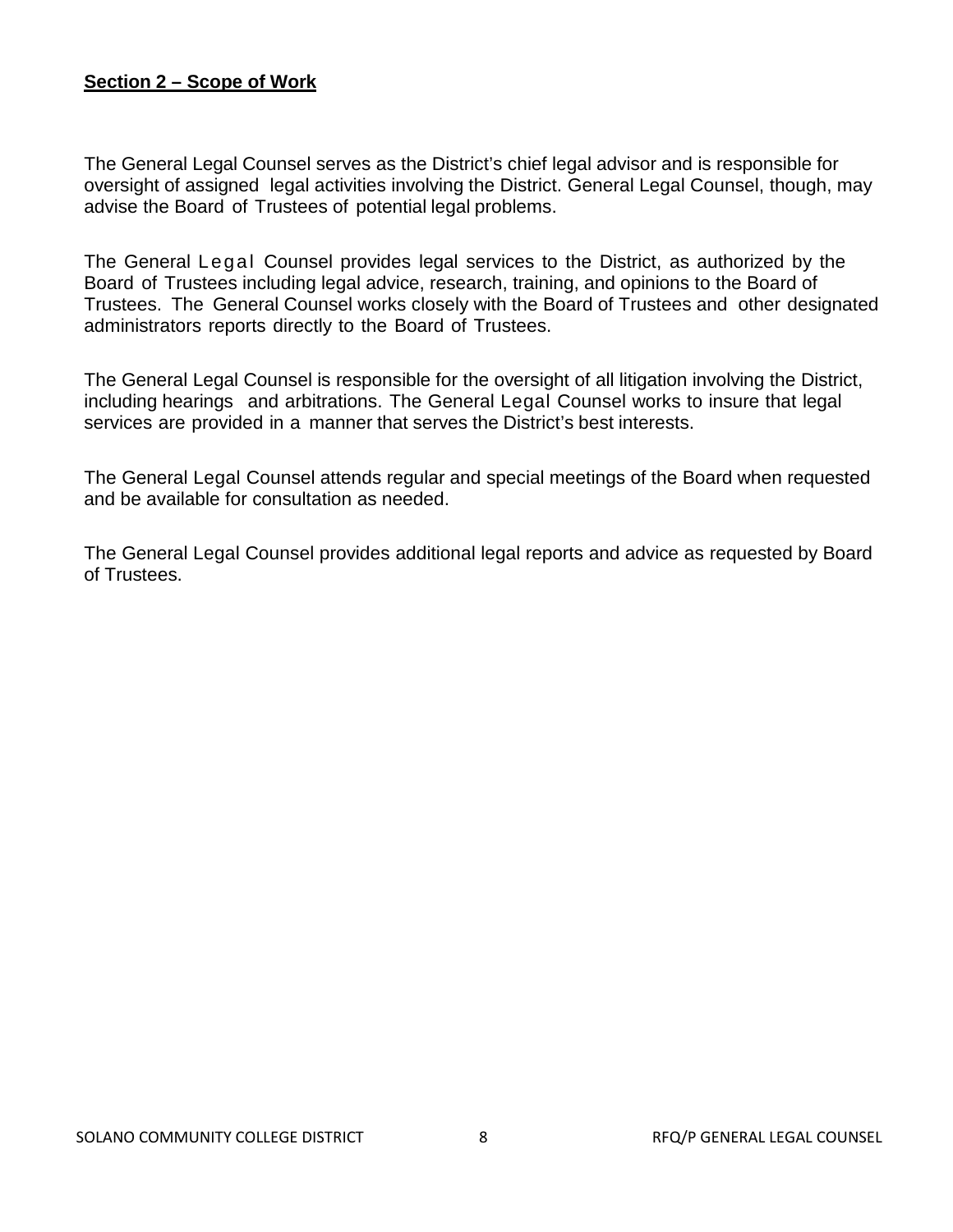**Section 2 – Scope of Work**

The General Legal Counsel serves as the District's chief legal advisor and is responsible for oversight of assigned legal activities involving the District. General Legal Counsel, though, may advise the Board of Trustees of potential legal problems.

The General Legal Counsel provides legal services to the District, as authorized by the Board of Trustees including legal advice, research, training, and opinions to the Board of Trustees. The General Counsel works closely with the Board of Trustees and other designated administrators reports directly to the Board of Trustees.

The General Legal Counsel is responsible for the oversight of all litigation involving the District, including hearings and arbitrations. The General Legal Counsel works to insure that legal services are provided in a manner that serves the District's best interests.

The General Legal Counsel attends regular and special meetings of the Board when requested and be available for consultation as needed.

The General Legal Counsel provides additional legal reports and advice as requested by Board of Trustees.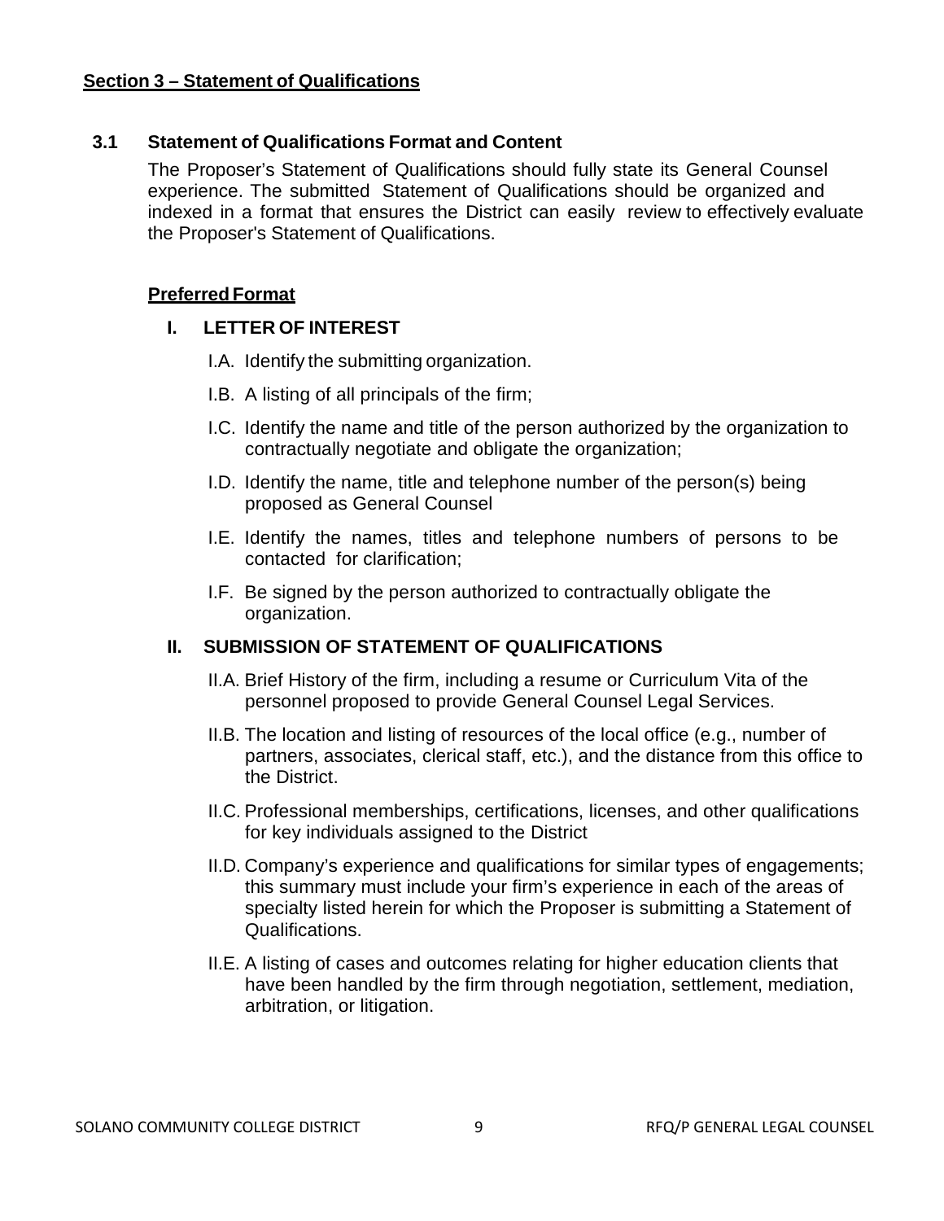## Section 3 – Statement of Qualifications

### 3.1 Statement of Qualifications Format and Content

The Proposer's Statement of Qualifications should fully state its General Counsel experience. The submitted Statement of Qualifications should be organized and indexed in a format that ensures the District can easily review to effectively evaluate the Proposer's Statement of Qualifications.

**Preferred Format**

**I. LETTER OF INTEREST**

- I.A. Identify the submitting organization.
- I.B. A listing of all principals of the firm;
- I.C. Identify the name and title of the person authorized by the organization to contractually negotiate and obligate the organization;
- I.D. Identify the name, title and telephone number of the person(s) being proposed as General Counsel
- I.E. Identify the names, titles and telephone numbers of persons to be contacted for clarification;
- I.F. Be signed by the person authorized to contractually obligate the organization.

**II. SUBMISSION OF STATEMENT OF QUALIFICATIONS**

- II.A. Brief History of the firm, including a resume or Curriculum Vita of the personnel proposed to provide General Counsel Legal Services.
- II.B. The location and listing of resources of the local office (e.g., number of partners, associates, clerical staff, etc.), and the distance from this office to the District.
- II.C. Professional memberships, certifications, licenses, and other qualifications for key individuals assigned to the District
- II.D. Company's experience and qualifications for similar types of engagements; this summary must include your firm's experience in each of the areas of specialty listed herein for which the Proposer is submitting a Statement of Qualifications.
- II.E. A listing of cases and outcomes relating for higher education clients that have been handled by the firm through negotiation, settlement, mediation, arbitration, or litigation.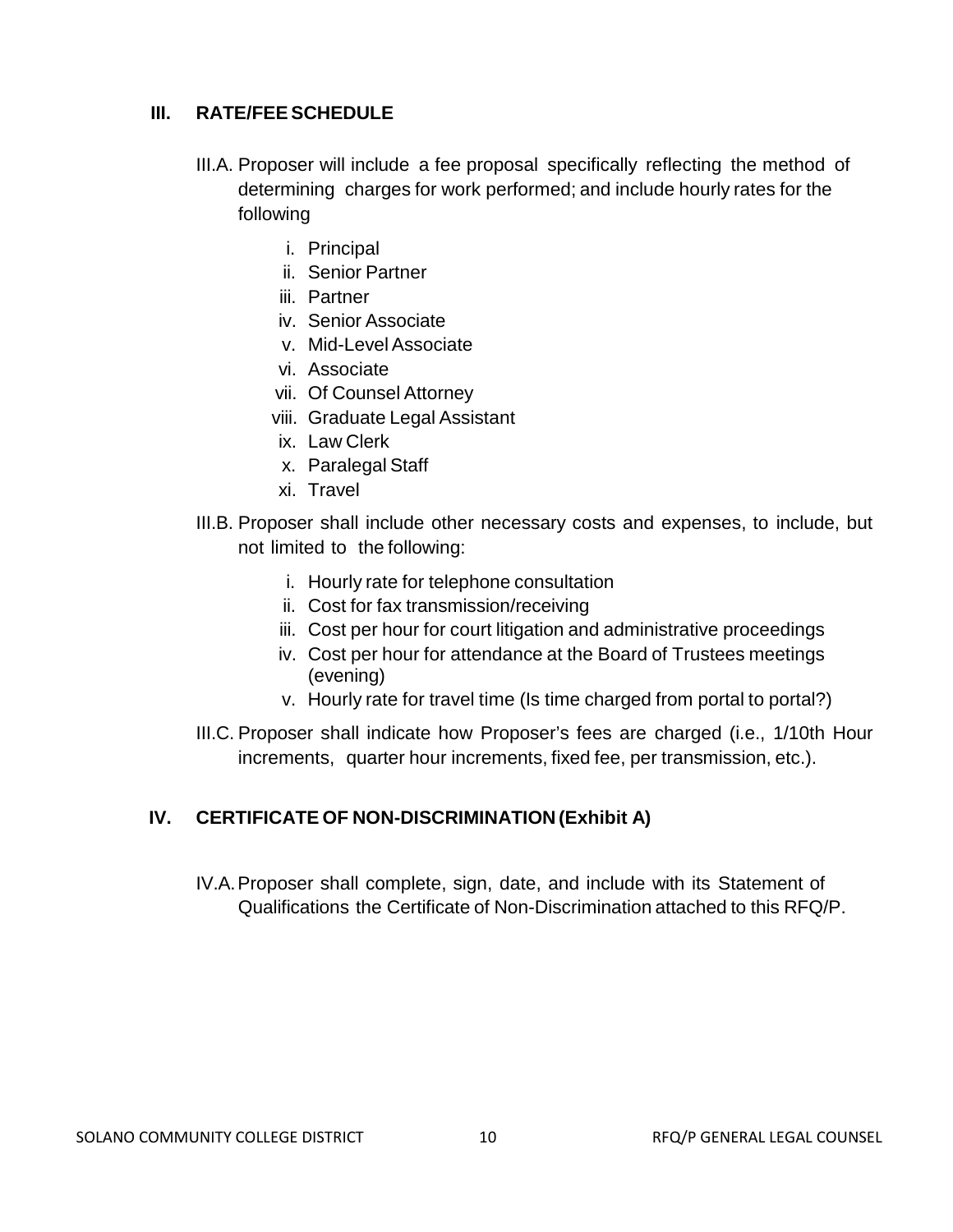## III. RATE/FEE SCHEDULE

III.A. Proposer will include a fee proposal specifically reflecting the method of determining charges for work performed; and include hourly rates for the following

- i. Principal
- ii. Senior Partner
- iii. Partner
- iv. Senior Associate
- v. Mid-Level Associate
- vi. Associate
- vii. Of Counsel Attorney
- viii. Graduate Legal Assistant
- ix. Law Clerk
- x. Paralegal Staff
- xi. Travel

III.B. Proposer shall include other necessary costs and expenses, to include, but not limited to the following:

- i. Hourly rate for telephone consultation
- ii. Cost for fax transmission/receiving
- iii. Cost per hour for court litigation and administrative proceedings
- iv. Cost per hour for attendance at the Board of Trustees meetings (evening)
- v. Hourly rate for travel time (Is time charged from portal to portal?)

III.C. Proposer shall indicate how Proposer's fees are charged (i.e., 1/10th Hour increments, quarter hour increments, fixed fee, per transmission, etc.).

## IV. CERTIFICATE OF NON-DISCRIMINATION (Exhibit A)

IV.A. Proposer shall complete, sign, date, and include with its Statement of Qualifications the Certificate of Non-Discrimination attached to this RFQ/P.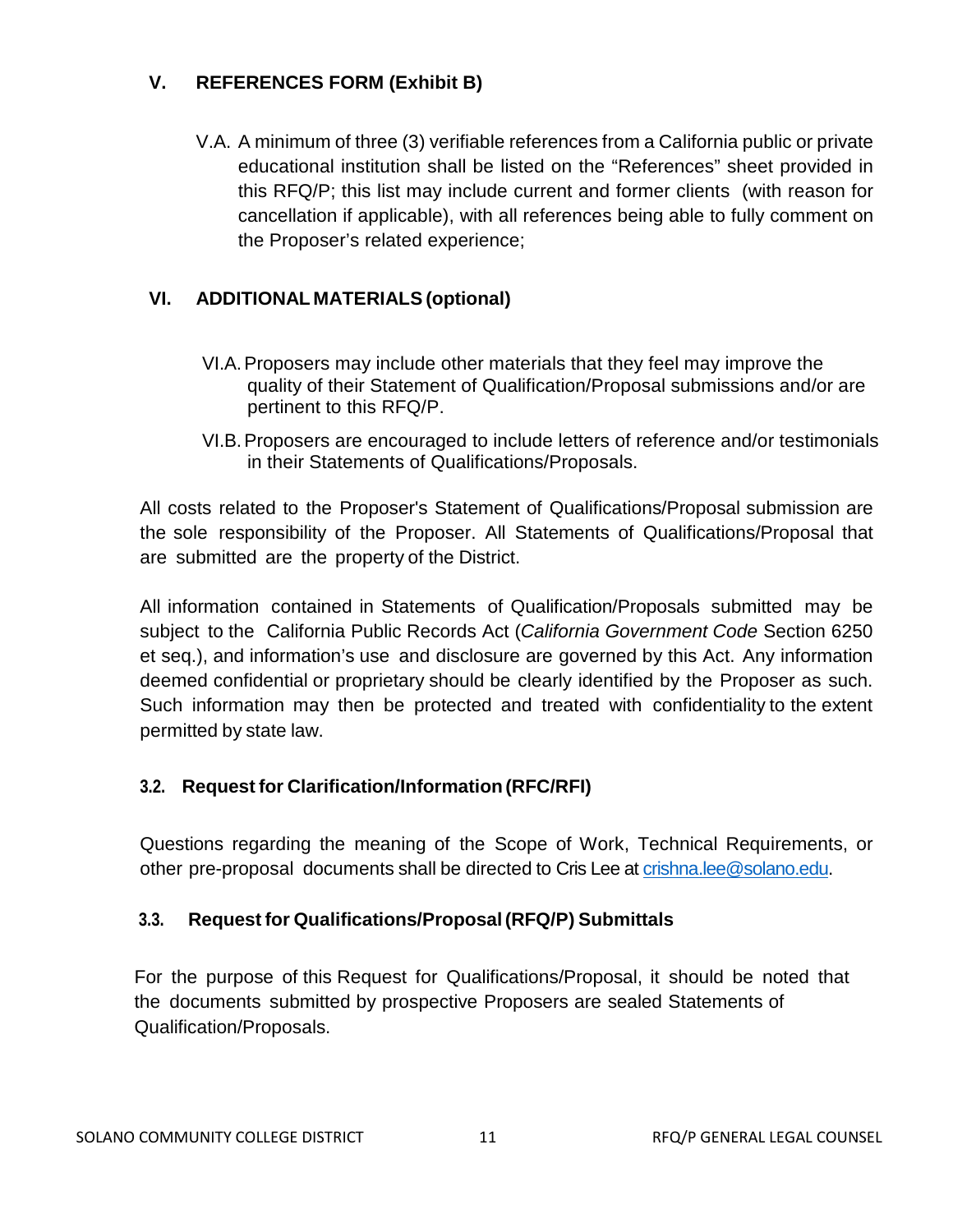## V. REFERENCES FORM (Exhibit B)

V.A. A minimum of three (3) verifiable references from a California public or private educational institution shall be listed on the "References" sheet provided in this RFQ/P; this list may include current and former clients (with reason for cancellation if applicable), with all references being able to fully comment on the Proposer's related experience;

## VI. ADDITIONAL MATERIALS (optional)

VI.A. Proposers may include other materials that they feel may improve the quality of their Statement of Qualification/Proposal submissions and/or are pertinent to this RFQ/P.

VI.B. Proposers are encouraged to include letters of reference and/or testimonials in their Statements of Qualifications/Proposals.

All costs related to the Proposer's Statement of Qualifications/Proposal submission are the sole responsibility of the Proposer. All Statements of Qualifications/Proposal that are submitted are the property of the District.

All information contained in Statements of Qualification/Proposals submitted may be subject to the California Public Records Act (*California Government Code* Section 6250 et seq.), and information's use and disclosure are governed by this Act. Any information deemed confidential or proprietary should be clearly identified by the Proposer as such. Such information may then be protected and treated with confidentiality to the extent permitted by state law.

### 3.2. Request for Clarification/Information (RFC/RFI)

Questions regarding the meaning of the Scope of Work, Technical Requirements, or other pre-proposal documents shall be directed to Cris Lee at crishna.lee@solano.edu.

### 3.3. Request for Qualifications/Proposal (RFQ/P) Submittals

For the purpose of this Request for Qualifications/Proposal, it should be noted that the documents submitted by prospective Proposers are sealed Statements of Qualification/Proposals.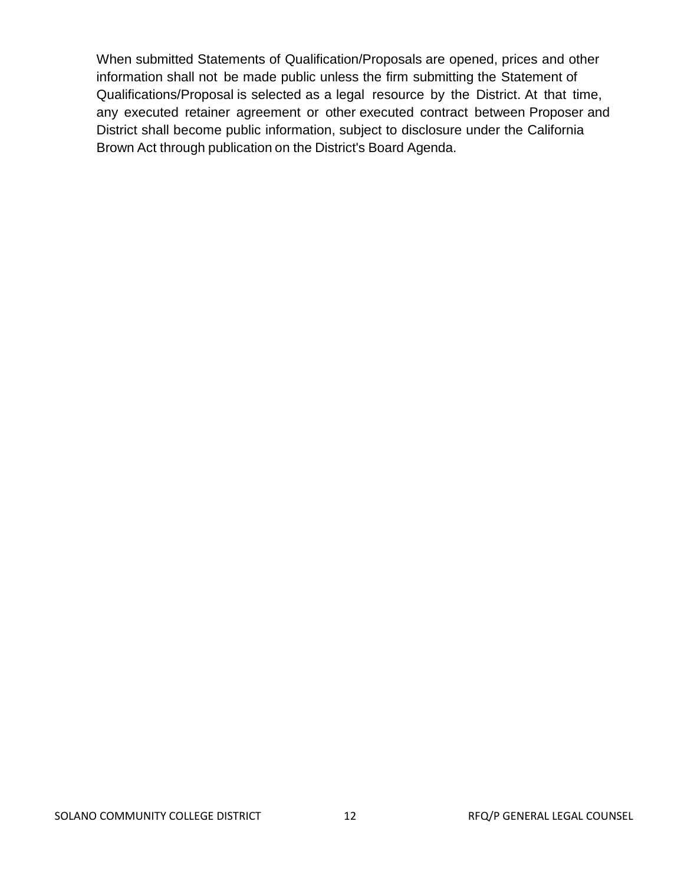When submitted Statements of Qualification/Proposals are opened, prices and other information shall not be made public unless the firm submitting the Statement of Qualifications/Proposal is selected as a legal resource by the District. At that time, any executed retainer agreement or other executed contract between Proposer and District shall become public information, subject to disclosure under the California Brown Act through publication on the District's Board Agenda.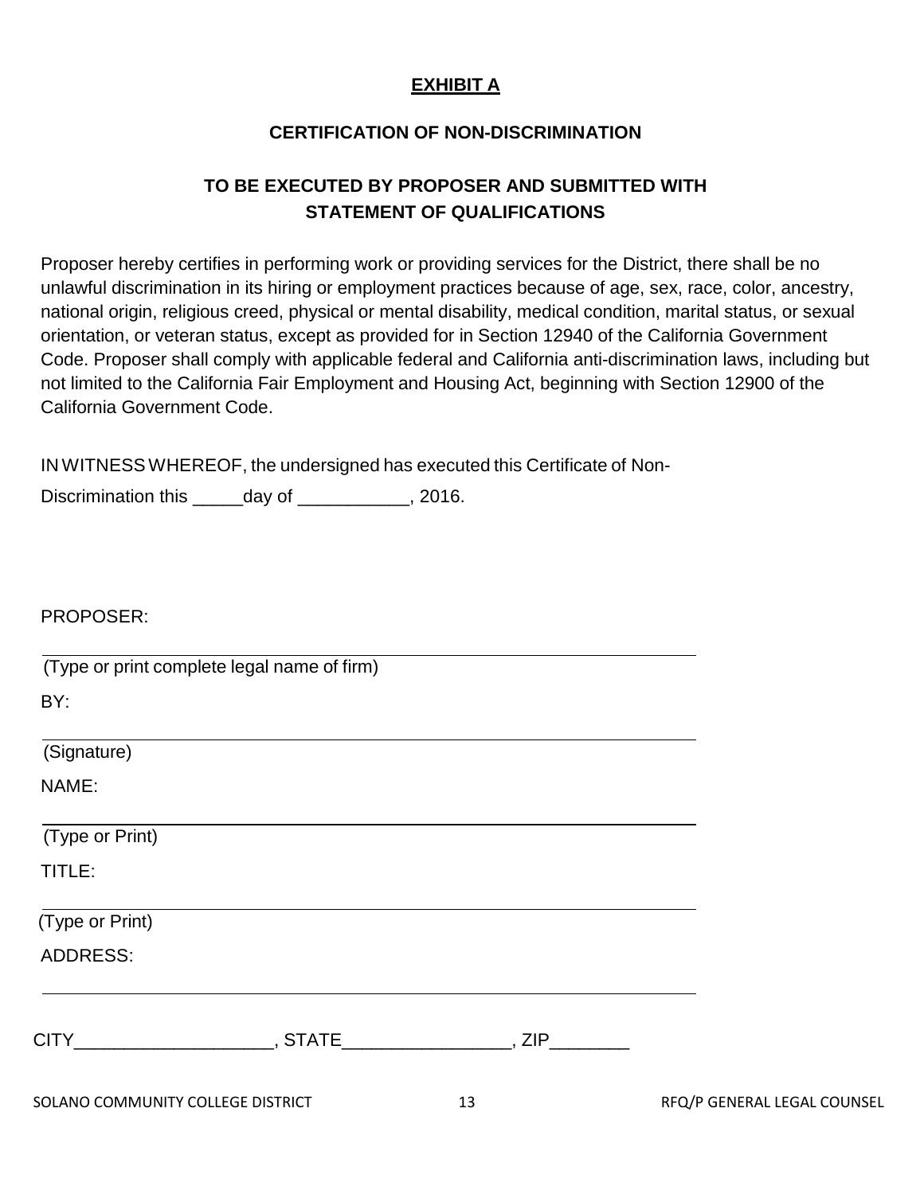**EXHIBIT A**

**CERTIFICATION OF NON-DISCRIMINATION**

**TO BE EXECUTED BY PROPOSER AND SUBMITTED WITH STATEMENT OF QUALIFICATIONS**

Proposer hereby certifies in performing work or providing services for the District, there shall be no unlawful discrimination in its hiring or employment practices because of age, sex, race, color, ancestry, national origin, religious creed, physical or mental disability, medical condition, marital status, or sexual orientation, or veteran status, except as provided for in Section 12940 of the California Government Code. Proposer shall comply with applicable federal and California anti-discrimination laws, including but not limited to the California Fair Employment and Housing Act, beginning with Section 12900 of the California Government Code.

IN WITNESS WHEREOF, the undersigned has executed this Certificate of Non-Discrimination this _____day of ___________, 2016.

PROPOSER:

______________________________________________________________

(Type or print complete legal name of firm)

BY:

______________________________________________________________

(Signature)

NAME:

______________________________________________________________

(Type or Print)

TITLE:

______________________________________________________________

(Type or Print)

ADDRESS:

______________________________________________________________

CITY____________________, STATE_________________, ZIP________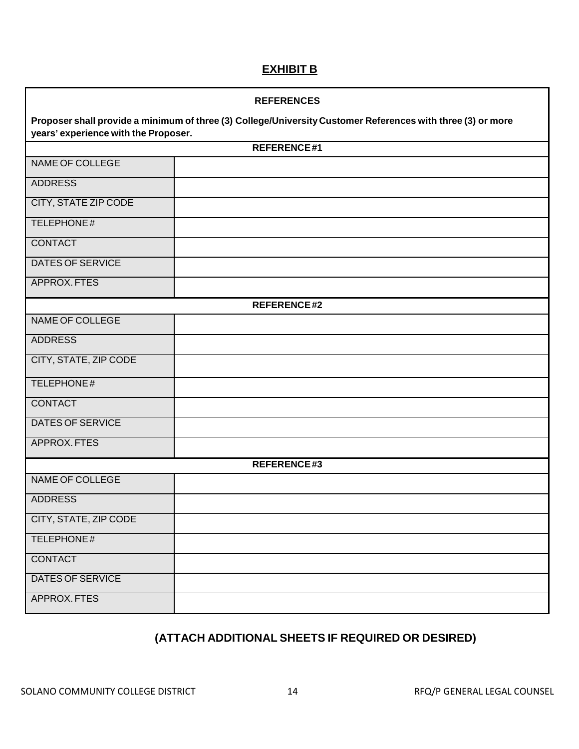## EXHIBIT B

| REFERENCES | |
|---|---|
| **Proposer shall provide a minimum of three (3) College/University Customer References with three (3) or more years' experience with the Proposer.** | |
| **REFERENCE #1** | |
| NAME OF COLLEGE | |
| ADDRESS | |
| CITY, STATE ZIP CODE | |
| TELEPHONE # | |
| CONTACT | |
| DATES OF SERVICE | |
| APPROX. FTES | |
| **REFERENCE #2** | |
| NAME OF COLLEGE | |
| ADDRESS | |
| CITY, STATE, ZIP CODE | |
| TELEPHONE # | |
| CONTACT | |
| DATES OF SERVICE | |
| APPROX. FTES | |
| **REFERENCE #3** | |
| NAME OF COLLEGE | |
| ADDRESS | |
| CITY, STATE, ZIP CODE | |
| TELEPHONE # | |
| CONTACT | |
| DATES OF SERVICE | |
| APPROX. FTES | |

**(ATTACH ADDITIONAL SHEETS IF REQUIRED OR DESIRED)**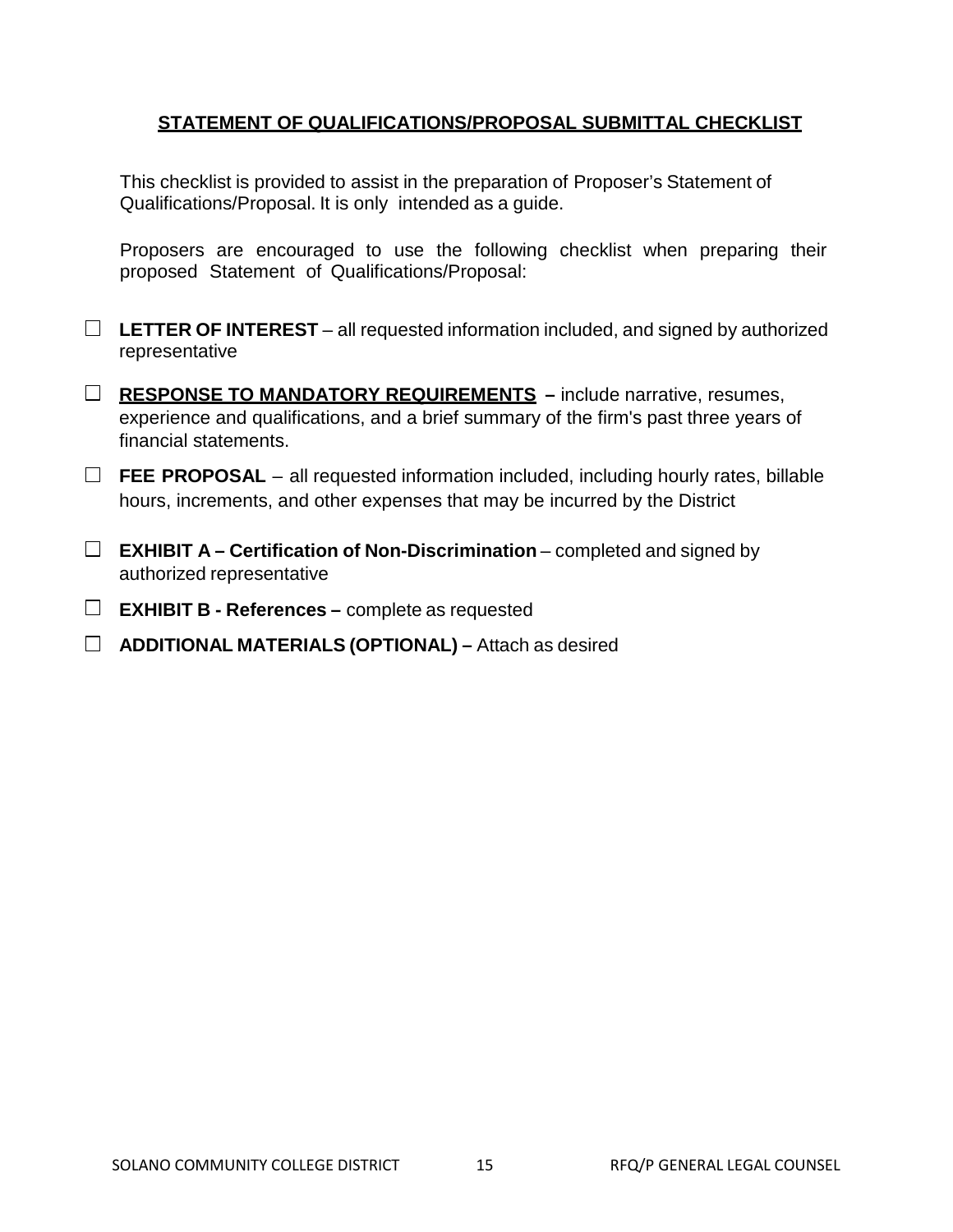## STATEMENT OF QUALIFICATIONS/PROPOSAL SUBMITTAL CHECKLIST

This checklist is provided to assist in the preparation of Proposer's Statement of Qualifications/Proposal. It is only intended as a guide.

Proposers are encouraged to use the following checklist when preparing their proposed Statement of Qualifications/Proposal:

- ☐ **LETTER OF INTEREST** – all requested information included, and signed by authorized representative
- ☐ **RESPONSE TO MANDATORY REQUIREMENTS –** include narrative, resumes, experience and qualifications, and a brief summary of the firm's past three years of financial statements.
- ☐ **FEE PROPOSAL** – all requested information included, including hourly rates, billable hours, increments, and other expenses that may be incurred by the District
- ☐ **EXHIBIT A – Certification of Non-Discrimination** – completed and signed by authorized representative
- ☐ **EXHIBIT B - References –** complete as requested
- ☐ **ADDITIONAL MATERIALS (OPTIONAL) –** Attach as desired